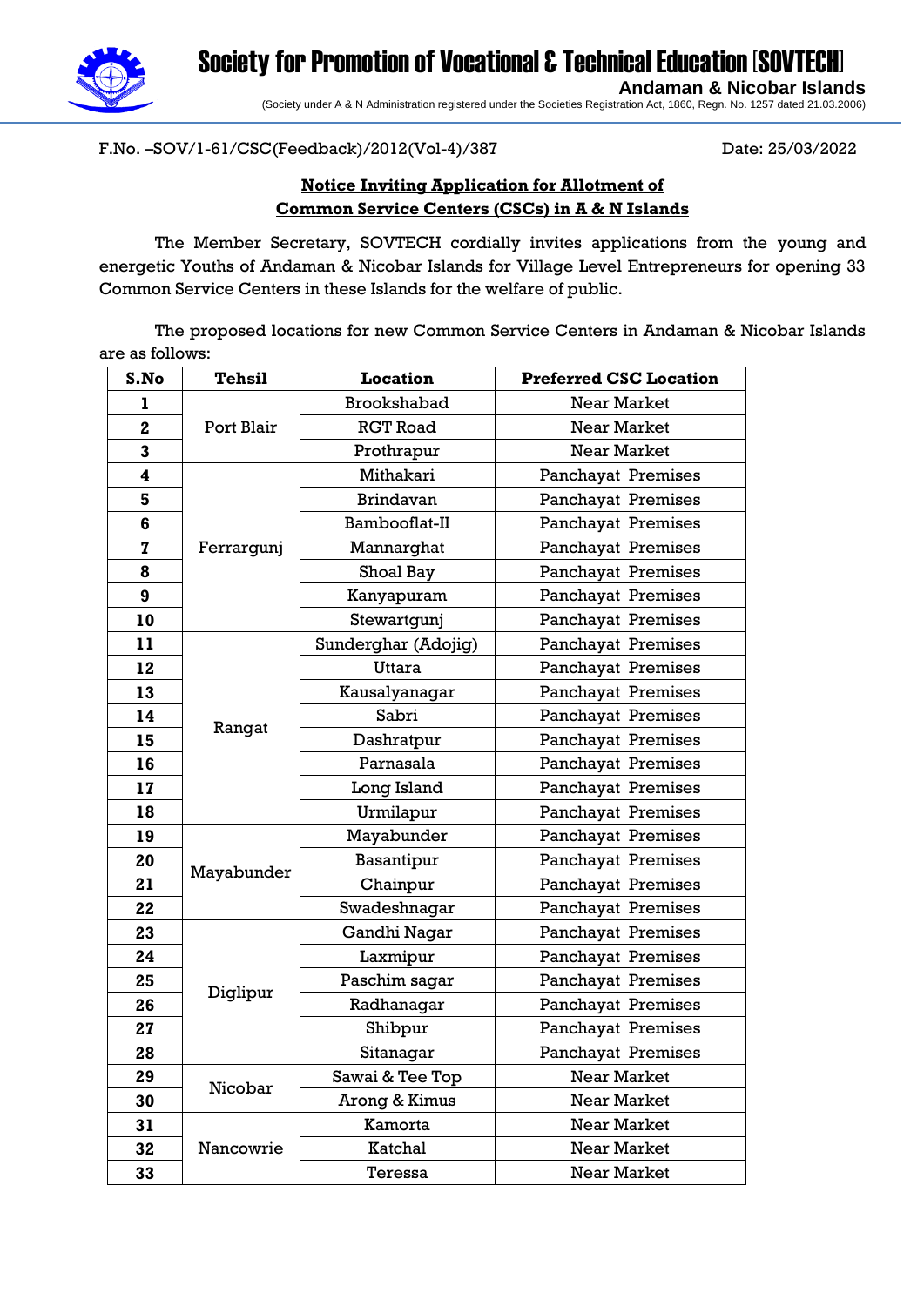# Society for Promotion of Vocational & Technical Education [SOVTECH]

**Andaman & Nicobar Islands**

(Society under A & N Administration registered under the Societies Registration Act, 1860, Regn. No. 1257 dated 21.03.2006)

F.No. –SOV/1-61/CSC(Feedback)/2012(Vol-4)/387    Date: 25/03/2022

**Notice Inviting Application for Allotment of**
**Common Service Centers (CSCs) in A & N Islands**

The Member Secretary, SOVTECH cordially invites applications from the young and energetic Youths of Andaman & Nicobar Islands for Village Level Entrepreneurs for opening 33 Common Service Centers in these Islands for the welfare of public.

The proposed locations for new Common Service Centers in Andaman & Nicobar Islands are as follows:

| S.No | Tehsil | Location | Preferred CSC Location |
|---|---|---|---|
| 1 | Port Blair | Brookshabad | Near Market |
| 2 | | RGT Road | Near Market |
| 3 | | Prothrapur | Near Market |
| 4 | Ferrargunj | Mithakari | Panchayat Premises |
| 5 | | Brindavan | Panchayat Premises |
| 6 | | Bambooflat-II | Panchayat Premises |
| 7 | | Mannarghat | Panchayat Premises |
| 8 | | Shoal Bay | Panchayat Premises |
| 9 | | Kanyapuram | Panchayat Premises |
| 10 | | Stewartgunj | Panchayat Premises |
| 11 | Rangat | Sunderghar (Adojig) | Panchayat Premises |
| 12 | | Uttara | Panchayat Premises |
| 13 | | Kausalyanagar | Panchayat Premises |
| 14 | | Sabri | Panchayat Premises |
| 15 | | Dashratpur | Panchayat Premises |
| 16 | | Parnasala | Panchayat Premises |
| 17 | | Long Island | Panchayat Premises |
| 18 | | Urmilapur | Panchayat Premises |
| 19 | Mayabunder | Mayabunder | Panchayat Premises |
| 20 | | Basantipur | Panchayat Premises |
| 21 | | Chainpur | Panchayat Premises |
| 22 | | Swadeshnagar | Panchayat Premises |
| 23 | Diglipur | Gandhi Nagar | Panchayat Premises |
| 24 | | Laxmipur | Panchayat Premises |
| 25 | | Paschim sagar | Panchayat Premises |
| 26 | | Radhanagar | Panchayat Premises |
| 27 | | Shibpur | Panchayat Premises |
| 28 | | Sitanagar | Panchayat Premises |
| 29 | Nicobar | Sawai & Tee Top | Near Market |
| 30 | | Arong & Kimus | Near Market |
| 31 | Nancowrie | Kamorta | Near Market |
| 32 | | Katchal | Near Market |
| 33 | | Teressa | Near Market |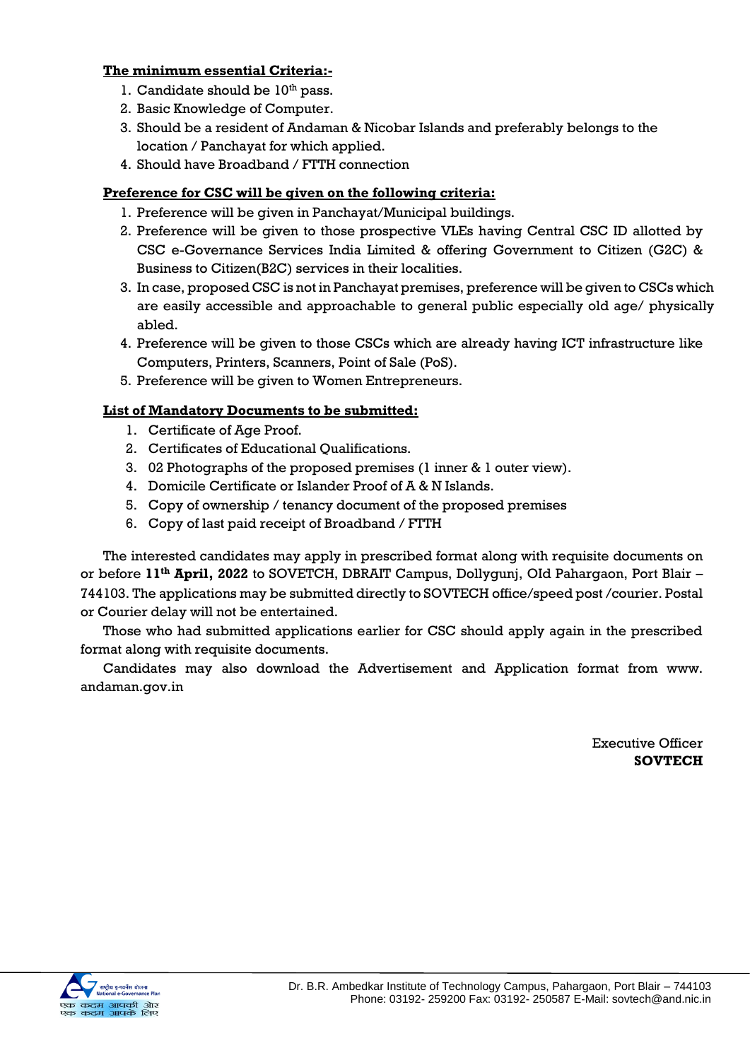**The minimum essential Criteria:-**

1. Candidate should be 10th pass.
2. Basic Knowledge of Computer.
3. Should be a resident of Andaman & Nicobar Islands and preferably belongs to the location / Panchayat for which applied.
4. Should have Broadband / FTTH connection

**Preference for CSC will be given on the following criteria:**

1. Preference will be given in Panchayat/Municipal buildings.
2. Preference will be given to those prospective VLEs having Central CSC ID allotted by CSC e-Governance Services India Limited & offering Government to Citizen (G2C) & Business to Citizen(B2C) services in their localities.
3. In case, proposed CSC is not in Panchayat premises, preference will be given to CSCs which are easily accessible and approachable to general public especially old age/ physically abled.
4. Preference will be given to those CSCs which are already having ICT infrastructure like Computers, Printers, Scanners, Point of Sale (PoS).
5. Preference will be given to Women Entrepreneurs.

**List of Mandatory Documents to be submitted:**

1. Certificate of Age Proof.
2. Certificates of Educational Qualifications.
3. 02 Photographs of the proposed premises (1 inner & 1 outer view).
4. Domicile Certificate or Islander Proof of A & N Islands.
5. Copy of ownership / tenancy document of the proposed premises
6. Copy of last paid receipt of Broadband / FTTH

The interested candidates may apply in prescribed format along with requisite documents on or before **11th April, 2022** to SOVETCH, DBRAIT Campus, Dollygunj, OId Pahargaon, Port Blair – 744103. The applications may be submitted directly to SOVTECH office/speed post /courier. Postal or Courier delay will not be entertained.

Those who had submitted applications earlier for CSC should apply again in the prescribed format along with requisite documents.

Candidates may also download the Advertisement and Application format from www. andaman.gov.in

Executive Officer
**SOVTECH**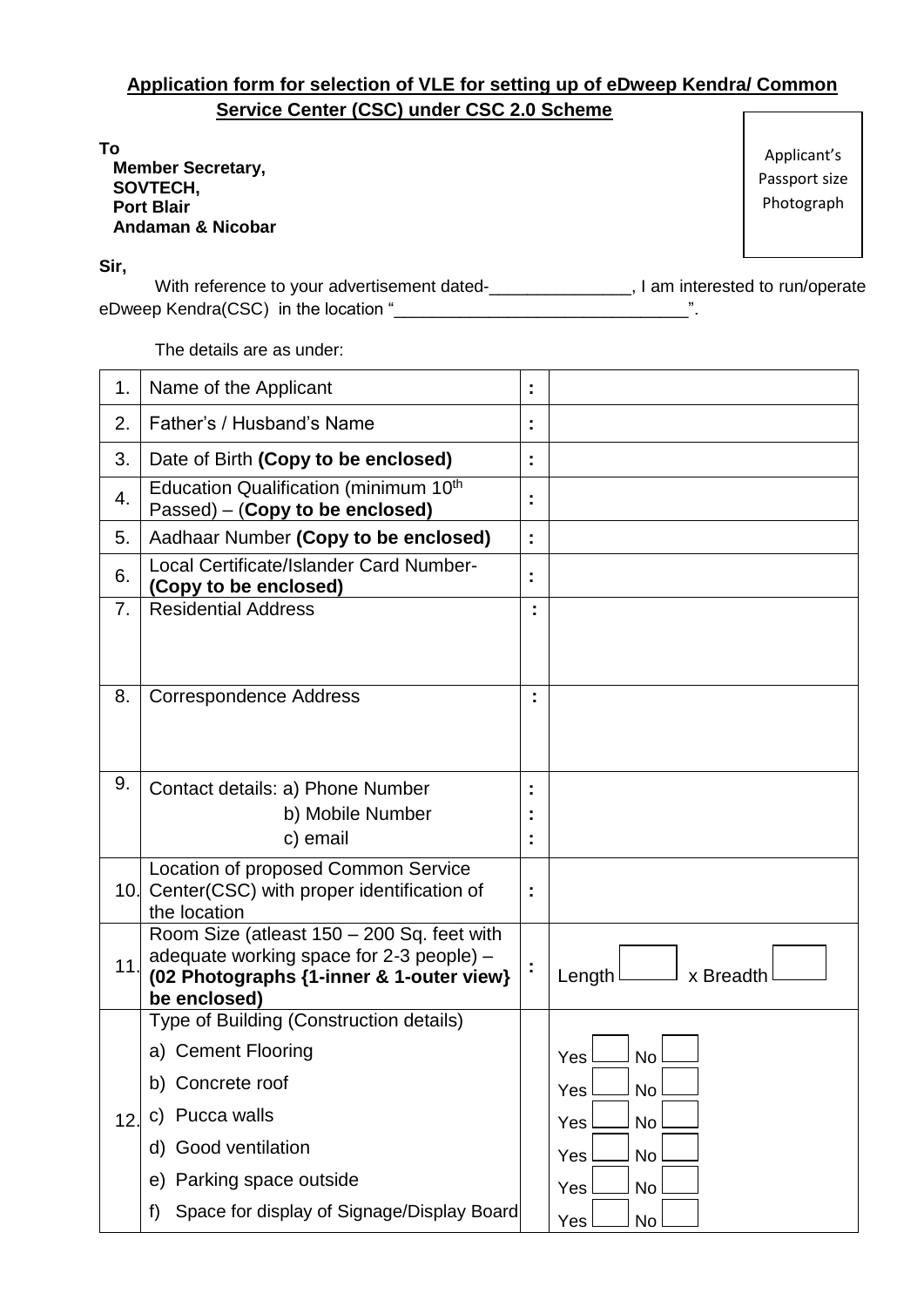## Application form for selection of VLE for setting up of eDweep Kendra/ Common Service Center (CSC) under CSC 2.0 Scheme

Applicant's Passport size Photograph

**To**
**Member Secretary,**
**SOVTECH,**
**Port Blair**
**Andaman & Nicobar**

**Sir,**

With reference to your advertisement dated-_______________, I am interested to run/operate eDweep Kendra(CSC) in the location "_______________________________".

The details are as under:

| | | | |
|---|---|---|---|
| 1. | Name of the Applicant | : | |
| 2. | Father's / Husband's Name | : | |
| 3. | Date of Birth **(Copy to be enclosed)** | : | |
| 4. | Education Qualification (minimum 10th Passed) – (**Copy to be enclosed)** | : | |
| 5. | Aadhaar Number **(Copy to be enclosed)** | : | |
| 6. | Local Certificate/Islander Card Number- **(Copy to be enclosed)** | : | |
| 7. | Residential Address | : | |
| 8. | Correspondence Address | : | |
| 9. | Contact details: a) Phone Number<br>b) Mobile Number<br>c) email | :<br>:<br>: | |
| 10. | Location of proposed Common Service Center(CSC) with proper identification of the location | : | |
| 11. | Room Size (atleast 150 – 200 Sq. feet with adequate working space for 2-3 people) – **(02 Photographs {1-inner & 1-outer view} be enclosed)** | : | Length ☐ x Breadth ☐ |
| 12. | Type of Building (Construction details)<br>a) Cement Flooring<br>b) Concrete roof<br>c) Pucca walls<br>d) Good ventilation<br>e) Parking space outside<br>f) Space for display of Signage/Display Board | | <br>Yes ☐ No ☐<br>Yes ☐ No ☐<br>Yes ☐ No ☐<br>Yes ☐ No ☐<br>Yes ☐ No ☐<br>Yes ☐ No ☐ |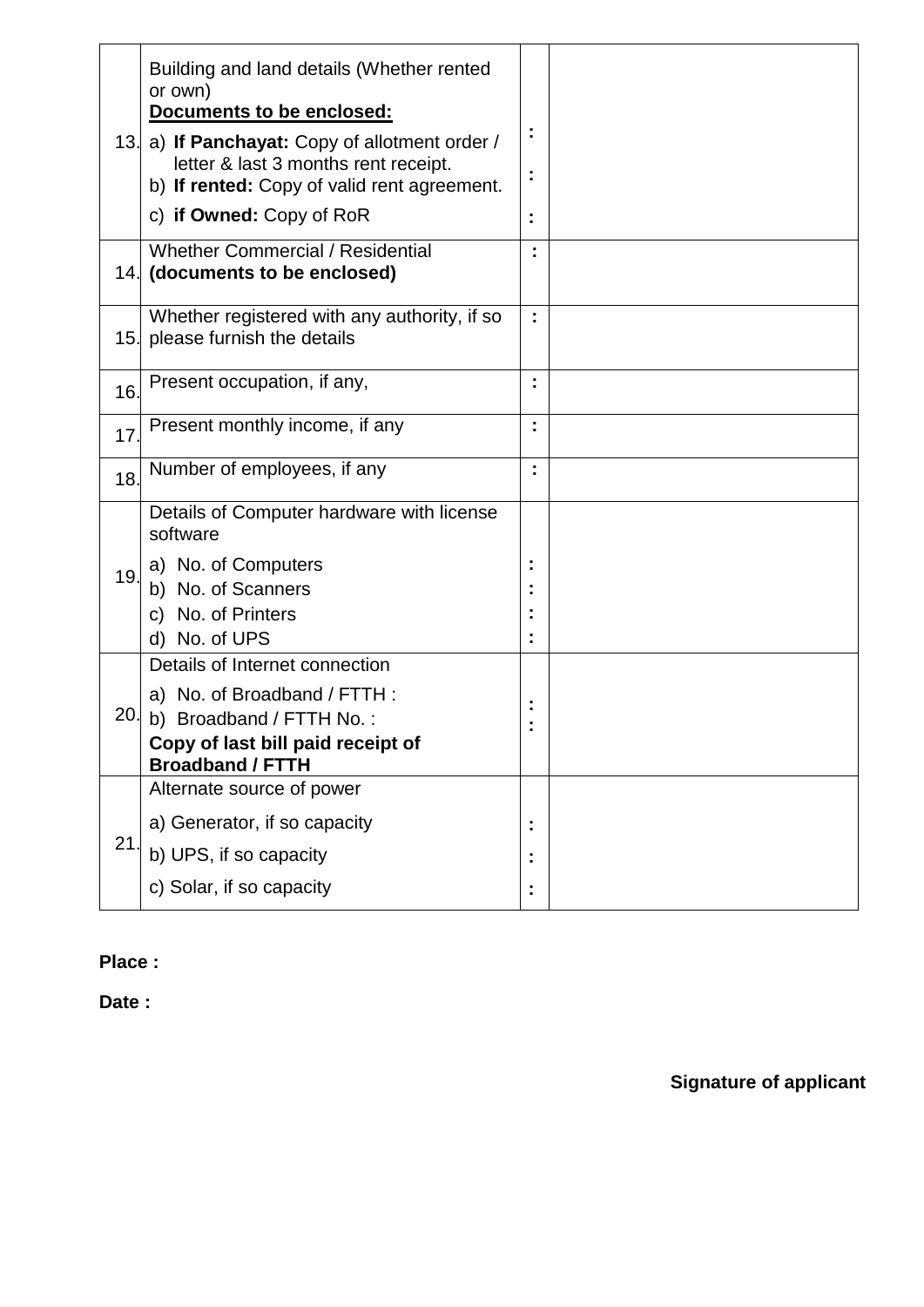| | | | |
|---|---|---|---|
| 13. | Building and land details (Whether rented or own)<br>**Documents to be enclosed:**<br>a) **If Panchayat:** Copy of allotment order / letter & last 3 months rent receipt.<br>b) **If rented:** Copy of valid rent agreement.<br>c) **if Owned:** Copy of RoR | :<br>:<br>: | |
| 14. | Whether Commercial / Residential **(documents to be enclosed)** | : | |
| 15. | Whether registered with any authority, if so please furnish the details | : | |
| 16. | Present occupation, if any, | : | |
| 17. | Present monthly income, if any | : | |
| 18. | Number of employees, if any | : | |
| 19. | Details of Computer hardware with license software<br>a) No. of Computers<br>b) No. of Scanners<br>c) No. of Printers<br>d) No. of UPS | :<br>:<br>:<br>: | |
| 20. | Details of Internet connection<br>a) No. of Broadband / FTTH :<br>b) Broadband / FTTH No. :<br>**Copy of last bill paid receipt of Broadband / FTTH** | :<br>: | |
| 21. | Alternate source of power<br>a) Generator, if so capacity<br>b) UPS, if so capacity<br>c) Solar, if so capacity | :<br>:<br>: | |

**Place :**

**Date :**

**Signature of applicant**